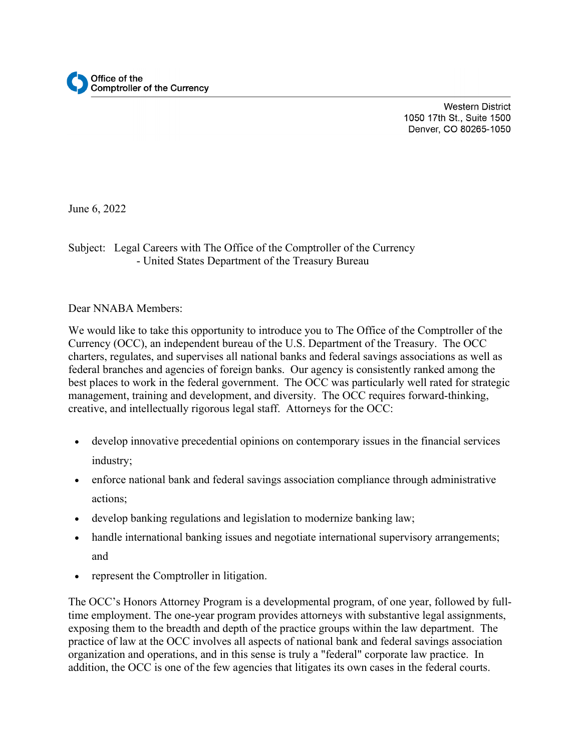Office of the
Comptroller of the Currency

Western District
1050 17th St., Suite 1500
Denver, CO 80265-1050

June 6, 2022

Subject: Legal Careers with The Office of the Comptroller of the Currency
- United States Department of the Treasury Bureau

Dear NNABA Members:

We would like to take this opportunity to introduce you to The Office of the Comptroller of the Currency (OCC), an independent bureau of the U.S. Department of the Treasury. The OCC charters, regulates, and supervises all national banks and federal savings associations as well as federal branches and agencies of foreign banks. Our agency is consistently ranked among the best places to work in the federal government. The OCC was particularly well rated for strategic management, training and development, and diversity. The OCC requires forward-thinking, creative, and intellectually rigorous legal staff. Attorneys for the OCC:

- develop innovative precedential opinions on contemporary issues in the financial services industry;
- enforce national bank and federal savings association compliance through administrative actions;
- develop banking regulations and legislation to modernize banking law;
- handle international banking issues and negotiate international supervisory arrangements; and
- represent the Comptroller in litigation.

The OCC's Honors Attorney Program is a developmental program, of one year, followed by full-time employment. The one-year program provides attorneys with substantive legal assignments, exposing them to the breadth and depth of the practice groups within the law department. The practice of law at the OCC involves all aspects of national bank and federal savings association organization and operations, and in this sense is truly a "federal" corporate law practice. In addition, the OCC is one of the few agencies that litigates its own cases in the federal courts.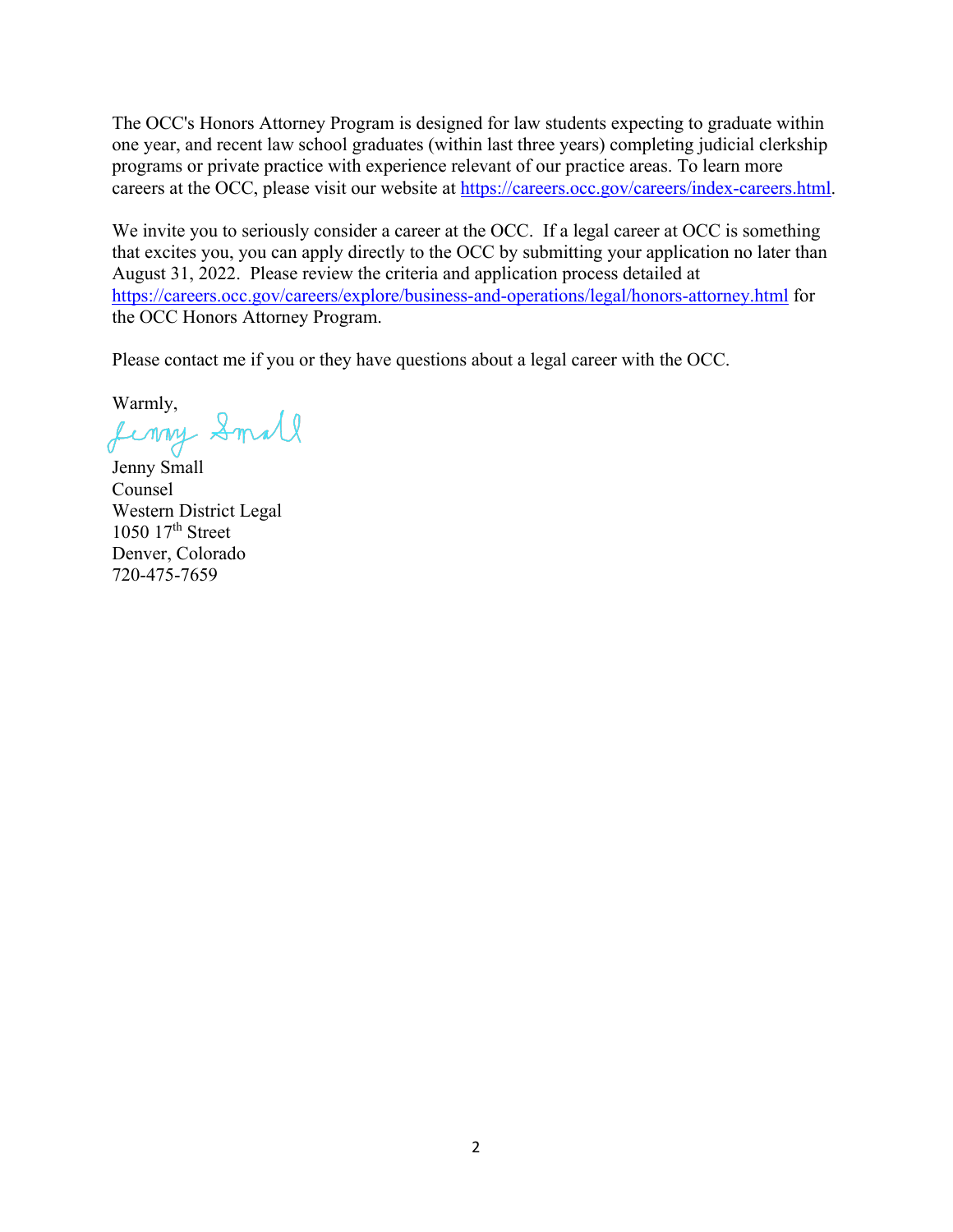The OCC's Honors Attorney Program is designed for law students expecting to graduate within one year, and recent law school graduates (within last three years) completing judicial clerkship programs or private practice with experience relevant of our practice areas. To learn more careers at the OCC, please visit our website at [https://careers.occ.gov/careers/index-careers.html](https://careers.occ.gov/careers/index-careers.html).

We invite you to seriously consider a career at the OCC. If a legal career at OCC is something that excites you, you can apply directly to the OCC by submitting your application no later than August 31, 2022. Please review the criteria and application process detailed at [https://careers.occ.gov/careers/explore/business-and-operations/legal/honors-attorney.html](https://careers.occ.gov/careers/explore/business-and-operations/legal/honors-attorney.html) for the OCC Honors Attorney Program.

Please contact me if you or they have questions about a legal career with the OCC.

Warmly,

Jenny Small

Jenny Small
Counsel
Western District Legal
1050 17th Street
Denver, Colorado
720-475-7659